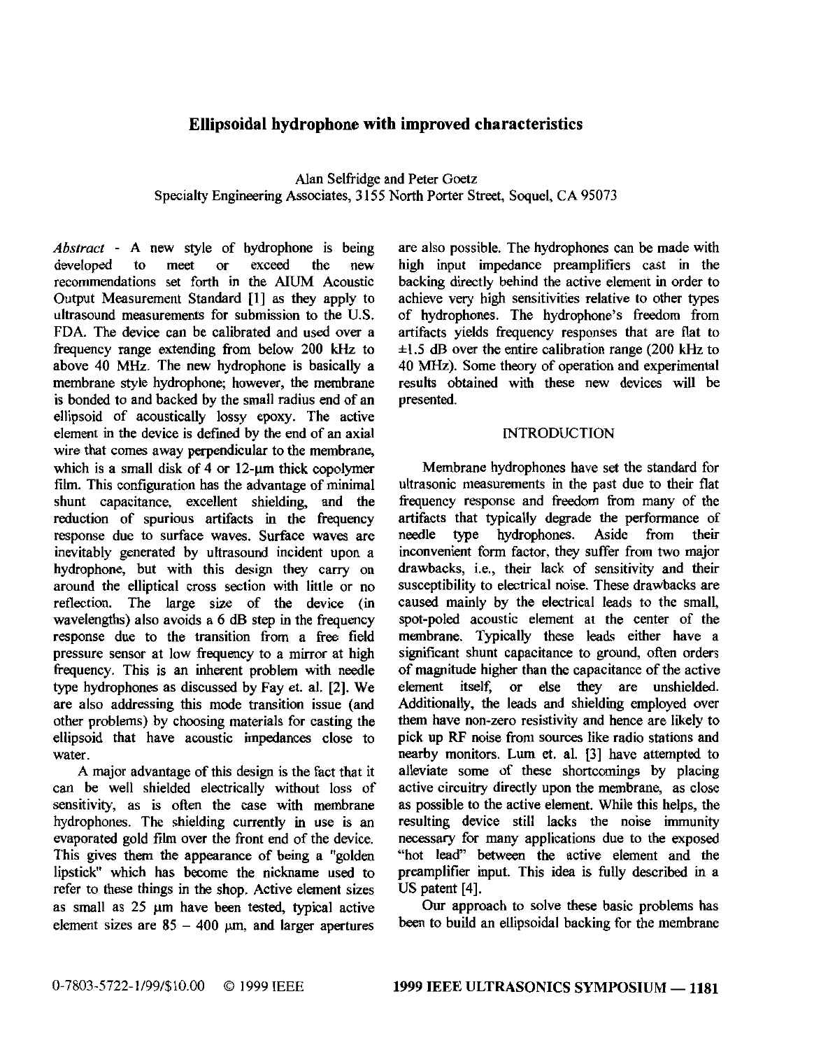# Ellipsoidal hydrophone with improved characteristics

Alan Selfridge and Peter Goetz
Specialty Engineering Associates, 3155 North Porter Street, Soquel, CA 95073

*Abstract* - A new style of hydrophone is being developed to meet or exceed the new recommendations set forth in the AIUM Acoustic Output Measurement Standard [1] as they apply to ultrasound measurements for submission to the U.S. FDA. The device can be calibrated and used over a frequency range extending from below 200 kHz to above 40 MHz. The new hydrophone is basically a membrane style hydrophone; however, the membrane is bonded to and backed by the small radius end of an ellipsoid of acoustically lossy epoxy. The active element in the device is defined by the end of an axial wire that comes away perpendicular to the membrane, which is a small disk of 4 or 12-μm thick copolymer film. This configuration has the advantage of minimal shunt capacitance, excellent shielding, and the reduction of spurious artifacts in the frequency response due to surface waves. Surface waves are inevitably generated by ultrasound incident upon a hydrophone, but with this design they carry on around the elliptical cross section with little or no reflection. The large size of the device (in wavelengths) also avoids a 6 dB step in the frequency response due to the transition from a free field pressure sensor at low frequency to a mirror at high frequency. This is an inherent problem with needle type hydrophones as discussed by Fay et. al. [2]. We are also addressing this mode transition issue (and other problems) by choosing materials for casting the ellipsoid that have acoustic impedances close to water.

A major advantage of this design is the fact that it can be well shielded electrically without loss of sensitivity, as is often the case with membrane hydrophones. The shielding currently in use is an evaporated gold film over the front end of the device. This gives them the appearance of being a "golden lipstick" which has become the nickname used to refer to these things in the shop. Active element sizes as small as 25 μm have been tested, typical active element sizes are 85 – 400 μm, and larger apertures are also possible. The hydrophones can be made with high input impedance preamplifiers cast in the backing directly behind the active element in order to achieve very high sensitivities relative to other types of hydrophones. The hydrophone's freedom from artifacts yields frequency responses that are flat to ±1.5 dB over the entire calibration range (200 kHz to 40 MHz). Some theory of operation and experimental results obtained with these new devices will be presented.

## INTRODUCTION

Membrane hydrophones have set the standard for ultrasonic measurements in the past due to their flat frequency response and freedom from many of the artifacts that typically degrade the performance of needle type hydrophones. Aside from their inconvenient form factor, they suffer from two major drawbacks, i.e., their lack of sensitivity and their susceptibility to electrical noise. These drawbacks are caused mainly by the electrical leads to the small, spot-poled acoustic element at the center of the membrane. Typically these leads either have a significant shunt capacitance to ground, often orders of magnitude higher than the capacitance of the active element itself, or else they are unshielded. Additionally, the leads and shielding employed over them have non-zero resistivity and hence are likely to pick up RF noise from sources like radio stations and nearby monitors. Lum et. al. [3] have attempted to alleviate some of these shortcomings by placing active circuitry directly upon the membrane, as close as possible to the active element. While this helps, the resulting device still lacks the noise immunity necessary for many applications due to the exposed "hot lead" between the active element and the preamplifier input. This idea is fully described in a US patent [4].

Our approach to solve these basic problems has been to build an ellipsoidal backing for the membrane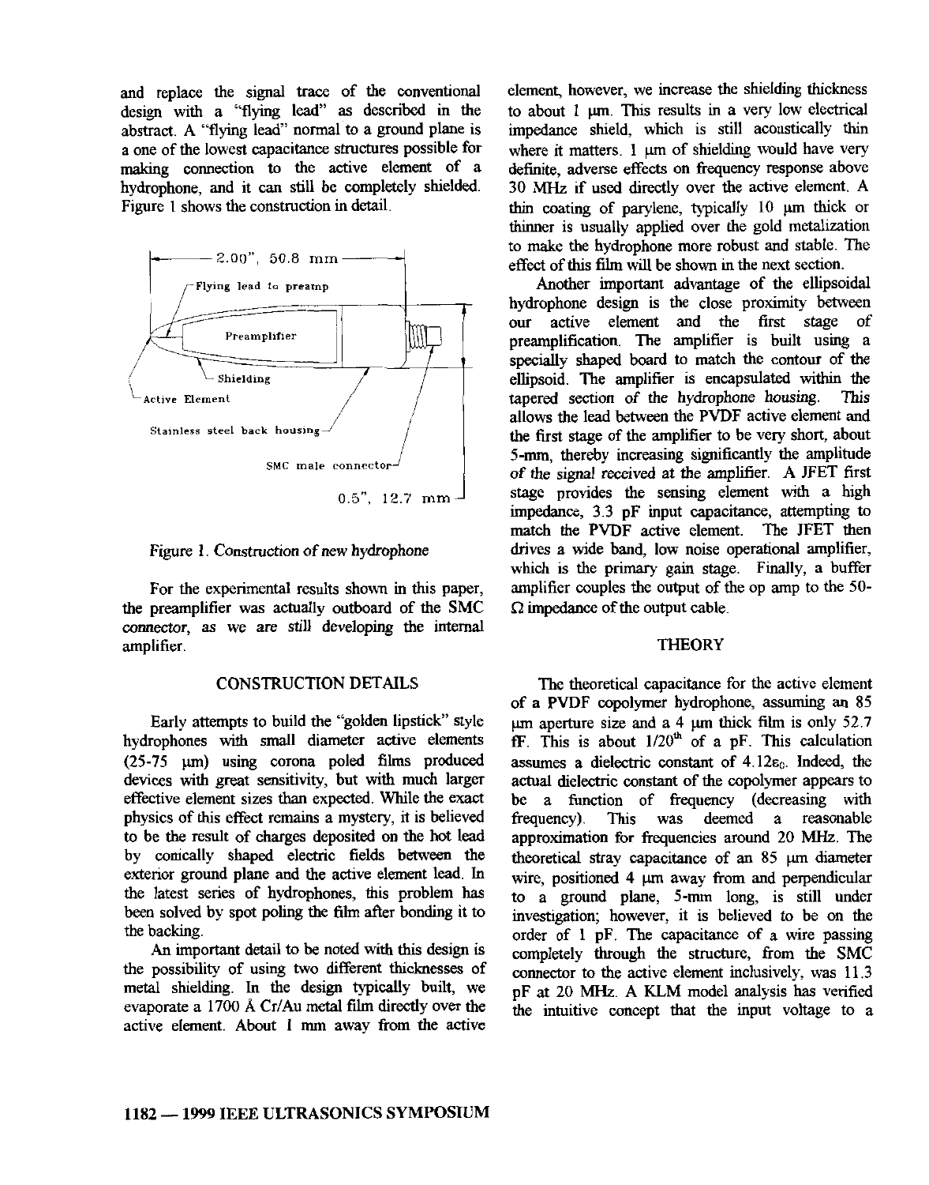and replace the signal trace of the conventional design with a "flying lead" as described in the abstract. A "flying lead" normal to a ground plane is a one of the lowest capacitance structures possible for making connection to the active element of a hydrophone, and it can still be completely shielded. Figure 1 shows the construction in detail.

Figure 1. Construction of new hydrophone

For the experimental results shown in this paper, the preamplifier was actually outboard of the SMC connector, as we are still developing the internal amplifier.

## CONSTRUCTION DETAILS

Early attempts to build the "golden lipstick" style hydrophones with small diameter active elements (25-75 μm) using corona poled films produced devices with great sensitivity, but with much larger effective element sizes than expected. While the exact physics of this effect remains a mystery, it is believed to be the result of charges deposited on the hot lead by conically shaped electric fields between the exterior ground plane and the active element lead. In the latest series of hydrophones, this problem has been solved by spot poling the film after bonding it to the backing.

An important detail to be noted with this design is the possibility of using two different thicknesses of metal shielding. In the design typically built, we evaporate a 1700 Å Cr/Au metal film directly over the active element. About 1 mm away from the active element, however, we increase the shielding thickness to about 1 μm. This results in a very low electrical impedance shield, which is still acoustically thin where it matters. 1 μm of shielding would have very definite, adverse effects on frequency response above 30 MHz if used directly over the active element. A thin coating of parylene, typically 10 μm thick or thinner is usually applied over the gold metalization to make the hydrophone more robust and stable. The effect of this film will be shown in the next section.

Another important advantage of the ellipsoidal hydrophone design is the close proximity between our active element and the first stage of preamplification. The amplifier is built using a specially shaped board to match the contour of the ellipsoid. The amplifier is encapsulated within the tapered section of the hydrophone housing. This allows the lead between the PVDF active element and the first stage of the amplifier to be very short, about 5-mm, thereby increasing significantly the amplitude of the signal received at the amplifier. A JFET first stage provides the sensing element with a high impedance, 3.3 pF input capacitance, attempting to match the PVDF active element. The JFET then drives a wide band, low noise operational amplifier, which is the primary gain stage. Finally, a buffer amplifier couples the output of the op amp to the 50-Ω impedance of the output cable.

## THEORY

The theoretical capacitance for the active element of a PVDF copolymer hydrophone, assuming an 85 μm aperture size and a 4 μm thick film is only 52.7 fF. This is about 1/20[th] of a pF. This calculation assumes a dielectric constant of $4.12\varepsilon_0$. Indeed, the actual dielectric constant of the copolymer appears to be a function of frequency (decreasing with frequency). This was deemed a reasonable approximation for frequencies around 20 MHz. The theoretical stray capacitance of an 85 μm diameter wire, positioned 4 μm away from and perpendicular to a ground plane, 5-mm long, is still under investigation; however, it is believed to be on the order of 1 pF. The capacitance of a wire passing completely through the structure, from the SMC connector to the active element inclusively, was 11.3 pF at 20 MHz. A KLM model analysis has verified the intuitive concept that the input voltage to a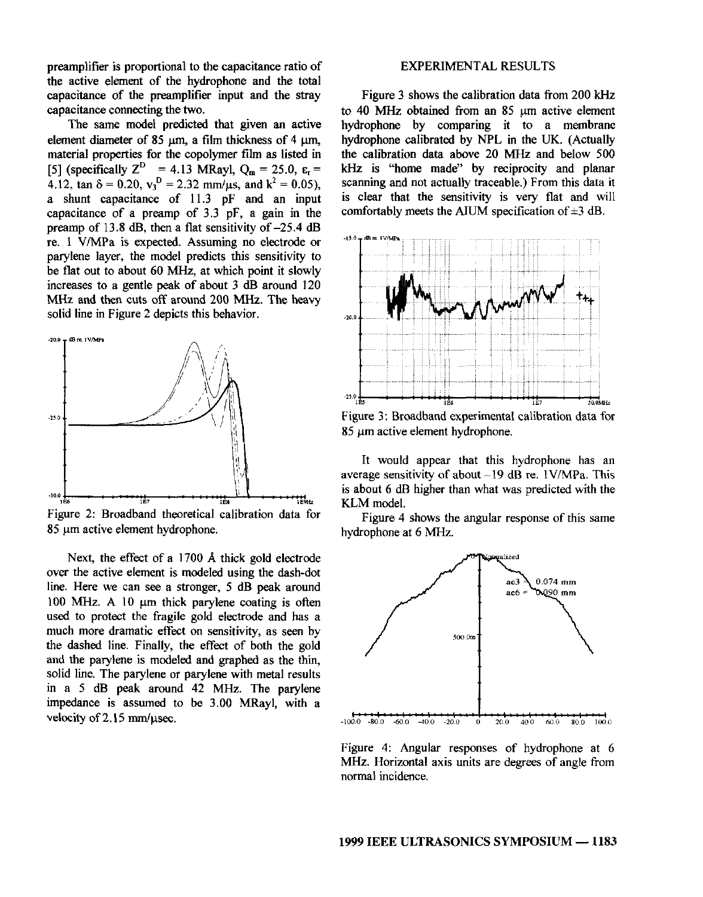preamplifier is proportional to the capacitance ratio of the active element of the hydrophone and the total capacitance of the preamplifier input and the stray capacitance connecting the two.

The same model predicted that given an active element diameter of 85 μm, a film thickness of 4 μm, material properties for the copolymer film as listed in [5] (specifically $Z^D$ = 4.13 MRayl, $Q_m$ = 25.0, $\varepsilon_r$ = 4.12, tan $\delta$ = 0.20, $v_3^D$ = 2.32 mm/μs, and $k^2$ = 0.05), a shunt capacitance of 11.3 pF and an input capacitance of a preamp of 3.3 pF, a gain in the preamp of 13.8 dB, then a flat sensitivity of –25.4 dB re. 1 V/MPa is expected. Assuming no electrode or parylene layer, the model predicts this sensitivity to be flat out to about 60 MHz, at which point it slowly increases to a gentle peak of about 3 dB around 120 MHz and then cuts off around 200 MHz. The heavy solid line in Figure 2 depicts this behavior.

Figure 2: Broadband theoretical calibration data for 85 μm active element hydrophone.

Next, the effect of a 1700 Å thick gold electrode over the active element is modeled using the dash-dot line. Here we can see a stronger, 5 dB peak around 100 MHz. A 10 μm thick parylene coating is often used to protect the fragile gold electrode and has a much more dramatic effect on sensitivity, as seen by the dashed line. Finally, the effect of both the gold and the parylene is modeled and graphed as the thin, solid line. The parylene or parylene with metal results in a 5 dB peak around 42 MHz. The parylene impedance is assumed to be 3.00 MRayl, with a velocity of 2.15 mm/μsec.

## EXPERIMENTAL RESULTS

Figure 3 shows the calibration data from 200 kHz to 40 MHz obtained from an 85 μm active element hydrophone by comparing it to a membrane hydrophone calibrated by NPL in the UK. (Actually the calibration data above 20 MHz and below 500 kHz is "home made" by reciprocity and planar scanning and not actually traceable.) From this data it is clear that the sensitivity is very flat and will comfortably meets the AIUM specification of ±3 dB.

Figure 3: Broadband experimental calibration data for 85 μm active element hydrophone.

It would appear that this hydrophone has an average sensitivity of about –19 dB re. 1V/MPa. This is about 6 dB higher than what was predicted with the KLM model.

Figure 4 shows the angular response of this same hydrophone at 6 MHz.

Figure 4: Angular responses of hydrophone at 6 MHz. Horizontal axis units are degrees of angle from normal incidence.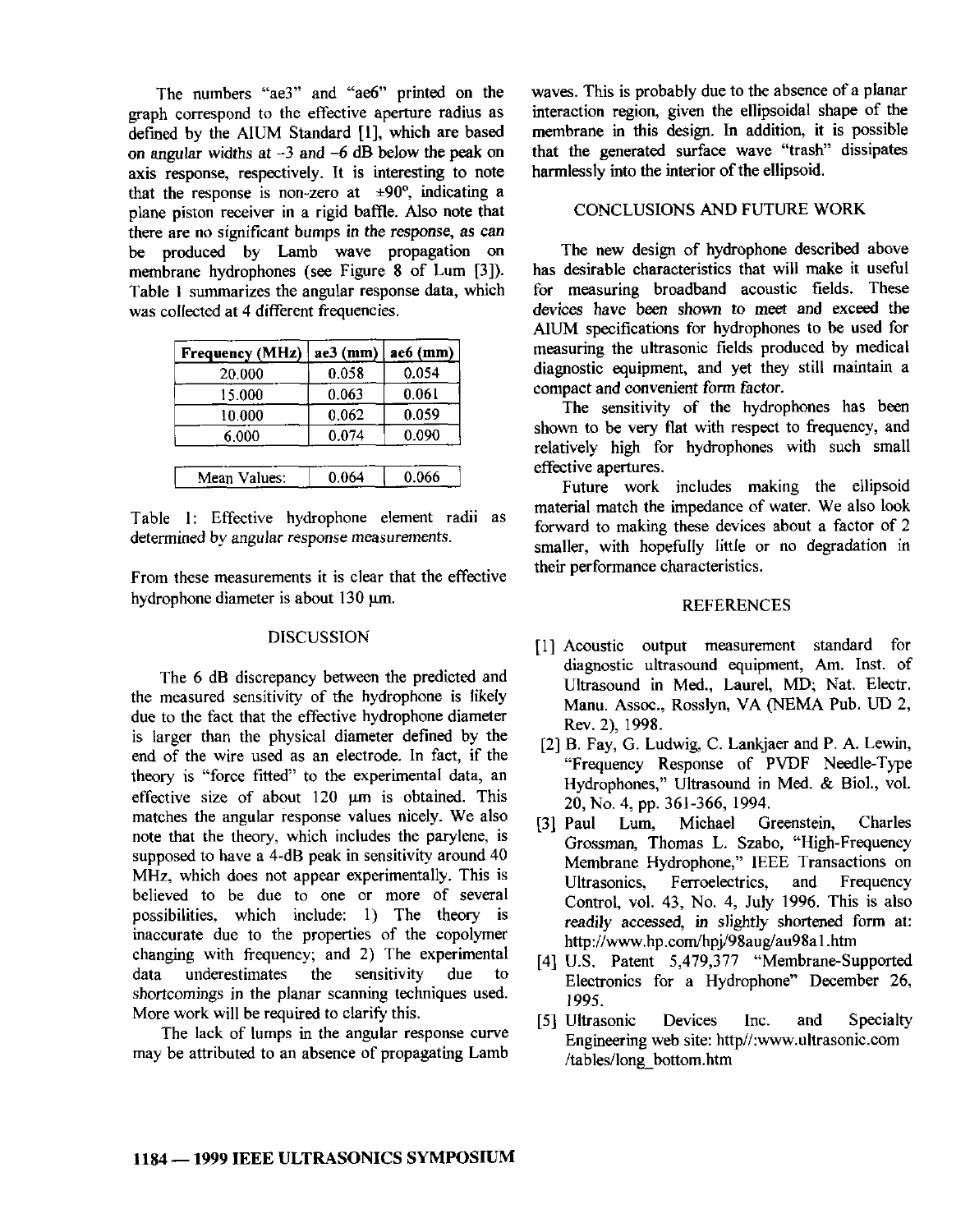The numbers "ae3" and "ae6" printed on the graph correspond to the effective aperture radius as defined by the AIUM Standard [1], which are based on angular widths at -3 and -6 dB below the peak on axis response, respectively. It is interesting to note that the response is non-zero at ±90°, indicating a plane piston receiver in a rigid baffle. Also note that there are no significant bumps in the response, as can be produced by Lamb wave propagation on membrane hydrophones (see Figure 8 of Lum [3]). Table 1 summarizes the angular response data, which was collected at 4 different frequencies.

| Frequency (MHz) | ae3 (mm) | ae6 (mm) |
|---|---|---|
| 20.000 | 0.058 | 0.054 |
| 15.000 | 0.063 | 0.061 |
| 10.000 | 0.062 | 0.059 |
| 6.000 | 0.074 | 0.090 |
| Mean Values: | 0.064 | 0.066 |

Table 1: Effective hydrophone element radii as determined by angular response measurements.

From these measurements it is clear that the effective hydrophone diameter is about 130 μm.

## DISCUSSION

The 6 dB discrepancy between the predicted and the measured sensitivity of the hydrophone is likely due to the fact that the effective hydrophone diameter is larger than the physical diameter defined by the end of the wire used as an electrode. In fact, if the theory is "force fitted" to the experimental data, an effective size of about 120 μm is obtained. This matches the angular response values nicely. We also note that the theory, which includes the parylene, is supposed to have a 4-dB peak in sensitivity around 40 MHz, which does not appear experimentally. This is believed to be due to one or more of several possibilities, which include: 1) The theory is inaccurate due to the properties of the copolymer changing with frequency; and 2) The experimental data underestimates the sensitivity due to shortcomings in the planar scanning techniques used. More work will be required to clarify this.

The lack of lumps in the angular response curve may be attributed to an absence of propagating Lamb waves. This is probably due to the absence of a planar interaction region, given the ellipsoidal shape of the membrane in this design. In addition, it is possible that the generated surface wave "trash" dissipates harmlessly into the interior of the ellipsoid.

## CONCLUSIONS AND FUTURE WORK

The new design of hydrophone described above has desirable characteristics that will make it useful for measuring broadband acoustic fields. These devices have been shown to meet and exceed the AIUM specifications for hydrophones to be used for measuring the ultrasonic fields produced by medical diagnostic equipment, and yet they still maintain a compact and convenient form factor.

The sensitivity of the hydrophones has been shown to be very flat with respect to frequency, and relatively high for hydrophones with such small effective apertures.

Future work includes making the ellipsoid material match the impedance of water. We also look forward to making these devices about a factor of 2 smaller, with hopefully little or no degradation in their performance characteristics.

## REFERENCES

[1] Acoustic output measurement standard for diagnostic ultrasound equipment, Am. Inst. of Ultrasound in Med., Laurel, MD; Nat. Electr. Manu. Assoc., Rosslyn, VA (NEMA Pub. UD 2, Rev. 2), 1998.

[2] B. Fay, G. Ludwig, C. Lankjaer and P. A. Lewin, "Frequency Response of PVDF Needle-Type Hydrophones," Ultrasound in Med. & Biol., vol. 20, No. 4, pp. 361-366, 1994.

[3] Paul Lum, Michael Greenstein, Charles Grossman, Thomas L. Szabo, "High-Frequency Membrane Hydrophone," IEEE Transactions on Ultrasonics, Ferroelectrics, and Frequency Control, vol. 43, No. 4, July 1996. This is also readily accessed, in slightly shortened form at: http://www.hp.com/hpj/98aug/au98a1.htm

[4] U.S. Patent 5,479,377 "Membrane-Supported Electronics for a Hydrophone" December 26, 1995.

[5] Ultrasonic Devices Inc. and Specialty Engineering web site: http//:www.ultrasonic.com /tables/long_bottom.htm